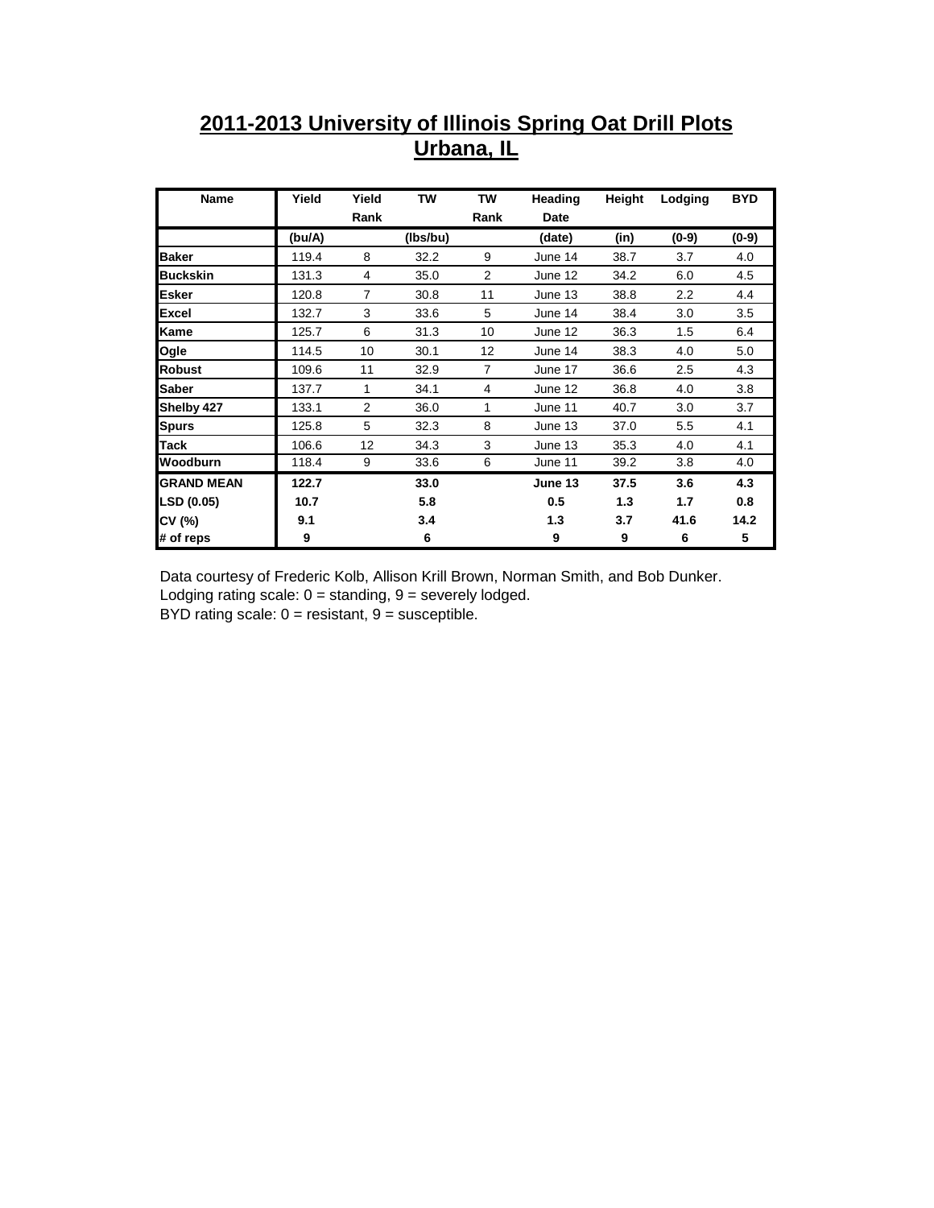# 2011-2013 University of Illinois Spring Oat Drill Plots
## Urbana, IL

| Name | Yield | Yield Rank | TW | TW Rank | Heading Date | Height | Lodging | BYD |
|---|---|---|---|---|---|---|---|---|
| | (bu/A) | | (lbs/bu) | | (date) | (in) | (0-9) | (0-9) |
| **Baker** | 119.4 | 8 | 32.2 | 9 | June 14 | 38.7 | 3.7 | 4.0 |
| **Buckskin** | 131.3 | 4 | 35.0 | 2 | June 12 | 34.2 | 6.0 | 4.5 |
| **Esker** | 120.8 | 7 | 30.8 | 11 | June 13 | 38.8 | 2.2 | 4.4 |
| **Excel** | 132.7 | 3 | 33.6 | 5 | June 14 | 38.4 | 3.0 | 3.5 |
| **Kame** | 125.7 | 6 | 31.3 | 10 | June 12 | 36.3 | 1.5 | 6.4 |
| **Ogle** | 114.5 | 10 | 30.1 | 12 | June 14 | 38.3 | 4.0 | 5.0 |
| **Robust** | 109.6 | 11 | 32.9 | 7 | June 17 | 36.6 | 2.5 | 4.3 |
| **Saber** | 137.7 | 1 | 34.1 | 4 | June 12 | 36.8 | 4.0 | 3.8 |
| **Shelby 427** | 133.1 | 2 | 36.0 | 1 | June 11 | 40.7 | 3.0 | 3.7 |
| **Spurs** | 125.8 | 5 | 32.3 | 8 | June 13 | 37.0 | 5.5 | 4.1 |
| **Tack** | 106.6 | 12 | 34.3 | 3 | June 13 | 35.3 | 4.0 | 4.1 |
| **Woodburn** | 118.4 | 9 | 33.6 | 6 | June 11 | 39.2 | 3.8 | 4.0 |
| **GRAND MEAN** | **122.7** | | **33.0** | | **June 13** | **37.5** | **3.6** | **4.3** |
| **LSD (0.05)** | **10.7** | | **5.8** | | **0.5** | **1.3** | **1.7** | **0.8** |
| **CV (%)** | **9.1** | | **3.4** | | **1.3** | **3.7** | **41.6** | **14.2** |
| **# of reps** | **9** | | **6** | | **9** | **9** | **6** | **5** |

Data courtesy of Frederic Kolb, Allison Krill Brown, Norman Smith, and Bob Dunker.
Lodging rating scale: 0 = standing, 9 = severely lodged.
BYD rating scale: 0 = resistant, 9 = susceptible.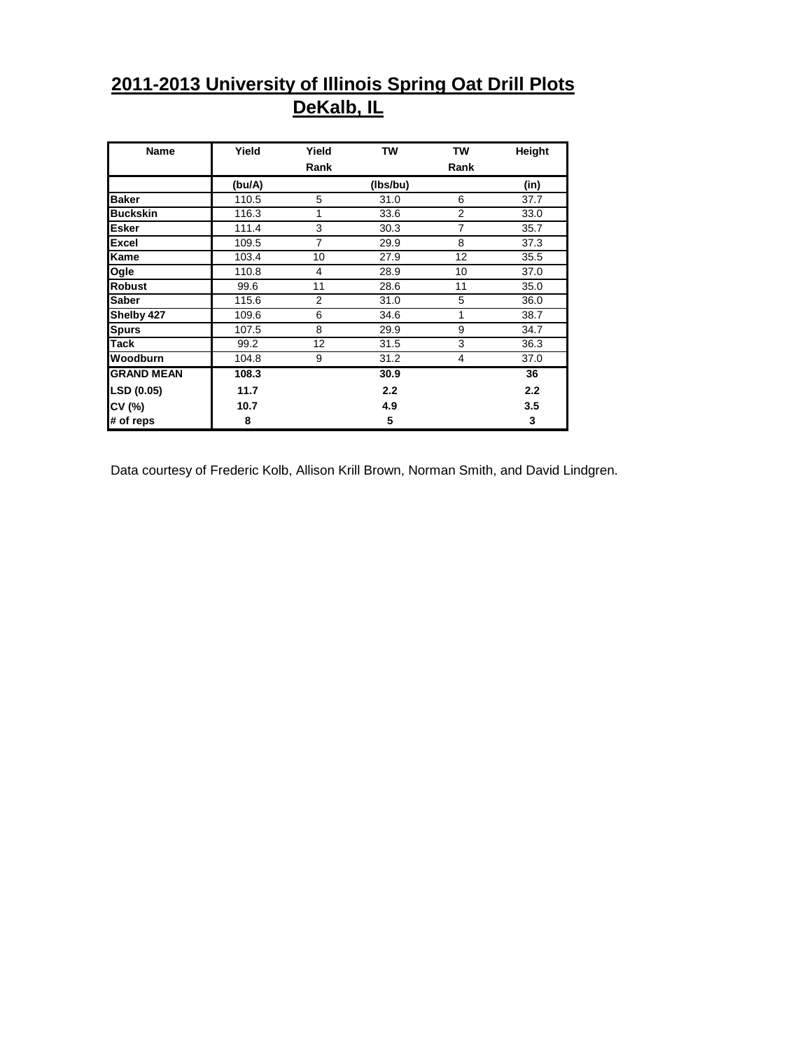# 2011-2013 University of Illinois Spring Oat Drill Plots
## DeKalb, IL

| Name | Yield | Yield Rank | TW | TW Rank | Height |
|---|---|---|---|---|---|
| | (bu/A) | | (lbs/bu) | | (in) |
| **Baker** | 110.5 | 5 | 31.0 | 6 | 37.7 |
| **Buckskin** | 116.3 | 1 | 33.6 | 2 | 33.0 |
| **Esker** | 111.4 | 3 | 30.3 | 7 | 35.7 |
| **Excel** | 109.5 | 7 | 29.9 | 8 | 37.3 |
| **Kame** | 103.4 | 10 | 27.9 | 12 | 35.5 |
| **Ogle** | 110.8 | 4 | 28.9 | 10 | 37.0 |
| **Robust** | 99.6 | 11 | 28.6 | 11 | 35.0 |
| **Saber** | 115.6 | 2 | 31.0 | 5 | 36.0 |
| **Shelby 427** | 109.6 | 6 | 34.6 | 1 | 38.7 |
| **Spurs** | 107.5 | 8 | 29.9 | 9 | 34.7 |
| **Tack** | 99.2 | 12 | 31.5 | 3 | 36.3 |
| **Woodburn** | 104.8 | 9 | 31.2 | 4 | 37.0 |
| **GRAND MEAN** | **108.3** | | **30.9** | | **36** |
| **LSD (0.05)** | **11.7** | | **2.2** | | **2.2** |
| **CV (%)** | **10.7** | | **4.9** | | **3.5** |
| **# of reps** | **8** | | **5** | | **3** |

Data courtesy of Frederic Kolb, Allison Krill Brown, Norman Smith, and David Lindgren.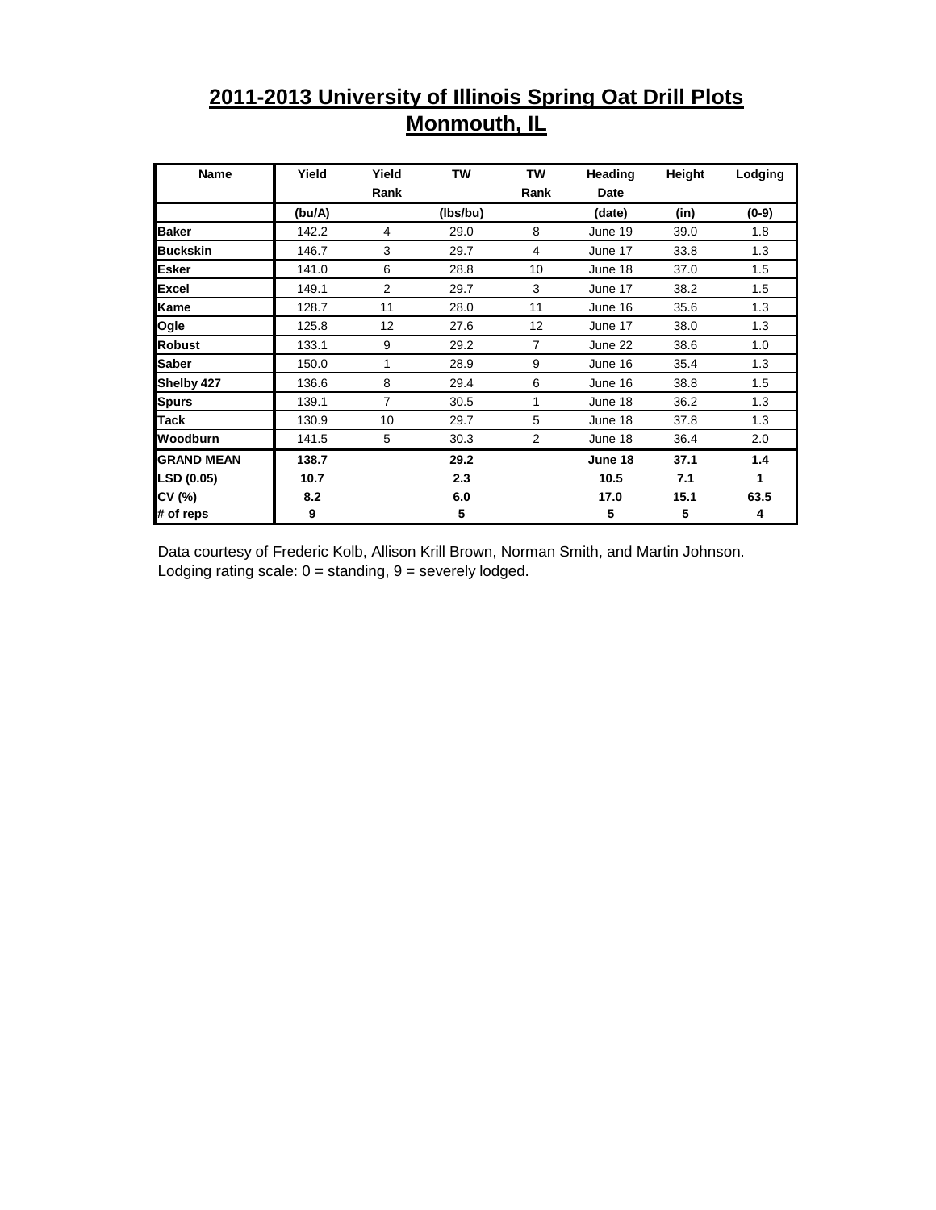# 2011-2013 University of Illinois Spring Oat Drill Plots
## Monmouth, IL

| Name | Yield | Yield Rank | TW | TW Rank | Heading Date | Height | Lodging |
|---|---|---|---|---|---|---|---|
| | (bu/A) | | (lbs/bu) | | (date) | (in) | (0-9) |
| **Baker** | 142.2 | 4 | 29.0 | 8 | June 19 | 39.0 | 1.8 |
| **Buckskin** | 146.7 | 3 | 29.7 | 4 | June 17 | 33.8 | 1.3 |
| **Esker** | 141.0 | 6 | 28.8 | 10 | June 18 | 37.0 | 1.5 |
| **Excel** | 149.1 | 2 | 29.7 | 3 | June 17 | 38.2 | 1.5 |
| **Kame** | 128.7 | 11 | 28.0 | 11 | June 16 | 35.6 | 1.3 |
| **Ogle** | 125.8 | 12 | 27.6 | 12 | June 17 | 38.0 | 1.3 |
| **Robust** | 133.1 | 9 | 29.2 | 7 | June 22 | 38.6 | 1.0 |
| **Saber** | 150.0 | 1 | 28.9 | 9 | June 16 | 35.4 | 1.3 |
| **Shelby 427** | 136.6 | 8 | 29.4 | 6 | June 16 | 38.8 | 1.5 |
| **Spurs** | 139.1 | 7 | 30.5 | 1 | June 18 | 36.2 | 1.3 |
| **Tack** | 130.9 | 10 | 29.7 | 5 | June 18 | 37.8 | 1.3 |
| **Woodburn** | 141.5 | 5 | 30.3 | 2 | June 18 | 36.4 | 2.0 |
| **GRAND MEAN** | **138.7** | | **29.2** | | **June 18** | **37.1** | **1.4** |
| **LSD (0.05)** | **10.7** | | **2.3** | | **10.5** | **7.1** | **1** |
| **CV (%)** | **8.2** | | **6.0** | | **17.0** | **15.1** | **63.5** |
| **# of reps** | **9** | | **5** | | **5** | **5** | **4** |

Data courtesy of Frederic Kolb, Allison Krill Brown, Norman Smith, and Martin Johnson.
Lodging rating scale: 0 = standing, 9 = severely lodged.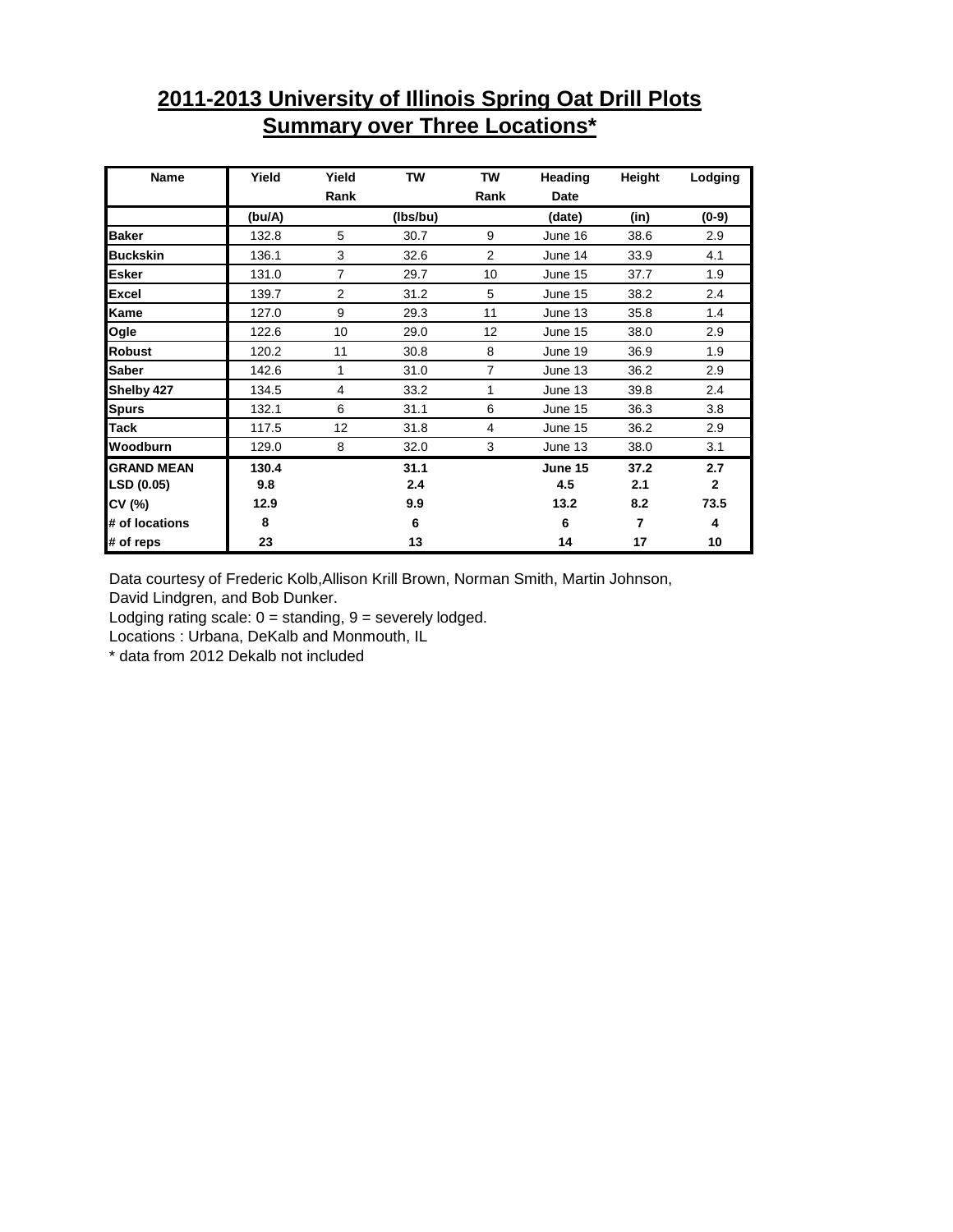## 2011-2013 University of Illinois Spring Oat Drill Plots
## Summary over Three Locations*

| Name | Yield | Yield Rank | TW | TW Rank | Heading Date | Height | Lodging |
|---|---|---|---|---|---|---|---|
| | (bu/A) | | (lbs/bu) | | (date) | (in) | (0-9) |
| **Baker** | 132.8 | 5 | 30.7 | 9 | June 16 | 38.6 | 2.9 |
| **Buckskin** | 136.1 | 3 | 32.6 | 2 | June 14 | 33.9 | 4.1 |
| **Esker** | 131.0 | 7 | 29.7 | 10 | June 15 | 37.7 | 1.9 |
| **Excel** | 139.7 | 2 | 31.2 | 5 | June 15 | 38.2 | 2.4 |
| **Kame** | 127.0 | 9 | 29.3 | 11 | June 13 | 35.8 | 1.4 |
| **Ogle** | 122.6 | 10 | 29.0 | 12 | June 15 | 38.0 | 2.9 |
| **Robust** | 120.2 | 11 | 30.8 | 8 | June 19 | 36.9 | 1.9 |
| **Saber** | 142.6 | 1 | 31.0 | 7 | June 13 | 36.2 | 2.9 |
| **Shelby 427** | 134.5 | 4 | 33.2 | 1 | June 13 | 39.8 | 2.4 |
| **Spurs** | 132.1 | 6 | 31.1 | 6 | June 15 | 36.3 | 3.8 |
| **Tack** | 117.5 | 12 | 31.8 | 4 | June 15 | 36.2 | 2.9 |
| **Woodburn** | 129.0 | 8 | 32.0 | 3 | June 13 | 38.0 | 3.1 |
| **GRAND MEAN** | **130.4** | | **31.1** | | **June 15** | **37.2** | **2.7** |
| **LSD (0.05)** | **9.8** | | **2.4** | | **4.5** | **2.1** | **2** |
| **CV (%)** | **12.9** | | **9.9** | | **13.2** | **8.2** | **73.5** |
| **# of locations** | **8** | | **6** | | **6** | **7** | **4** |
| **# of reps** | **23** | | **13** | | **14** | **17** | **10** |

Data courtesy of Frederic Kolb,Allison Krill Brown, Norman Smith, Martin Johnson, David Lindgren, and Bob Dunker.
Lodging rating scale: 0 = standing, 9 = severely lodged.
Locations : Urbana, DeKalb and Monmouth, IL
* data from 2012 Dekalb not included